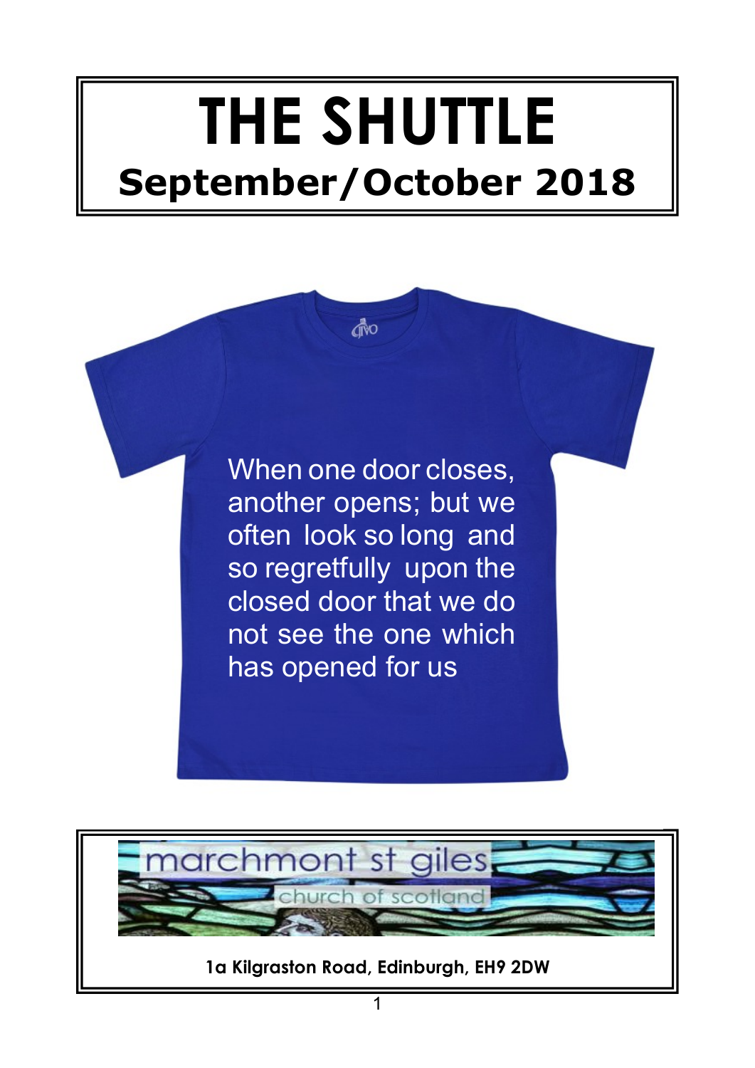# THE SHUTTLE

## September/October 2018

When one door closes, another opens; but we often look so long and so regretfully upon the closed door that we do not see the one which has opened for us

marchmont st giles

church of scotland

**1a Kilgraston Road, Edinburgh, EH9 2DW**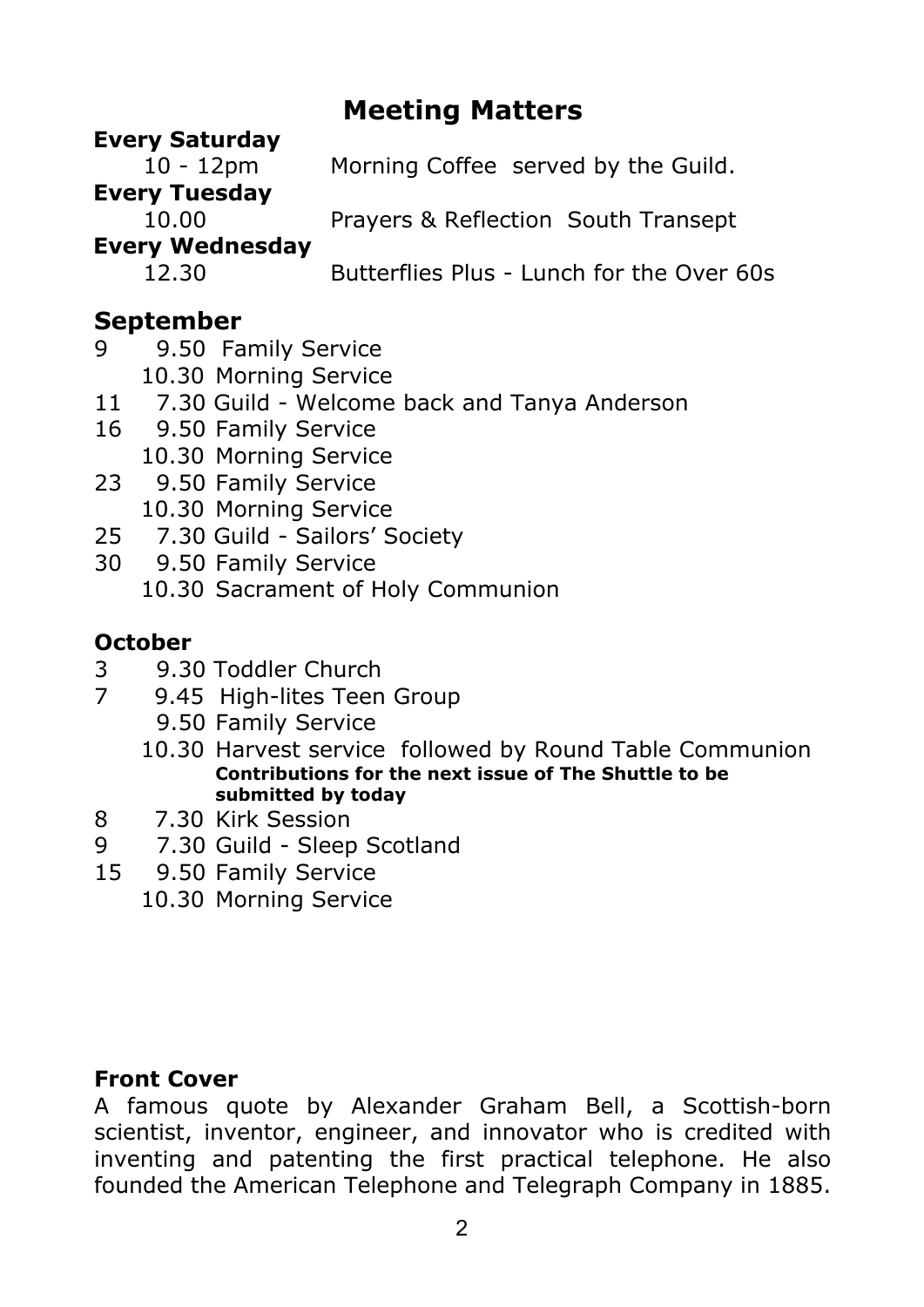# Meeting Matters

**Every Saturday**

10 - 12pm Morning Coffee served by the Guild.

**Every Tuesday**

10.00 Prayers & Reflection South Transept

**Every Wednesday**

12.30 Butterflies Plus - Lunch for the Over 60s

## September

9 9.50 Family Service
  10.30 Morning Service

11 7.30 Guild - Welcome back and Tanya Anderson

16 9.50 Family Service
  10.30 Morning Service

23 9.50 Family Service
  10.30 Morning Service

25 7.30 Guild - Sailors' Society

30 9.50 Family Service
  10.30 Sacrament of Holy Communion

## October

3 9.30 Toddler Church

7 9.45 High-lites Teen Group
  9.50 Family Service
  10.30 Harvest service followed by Round Table Communion
  **Contributions for the next issue of The Shuttle to be submitted by today**

8 7.30 Kirk Session

9 7.30 Guild - Sleep Scotland

15 9.50 Family Service
  10.30 Morning Service

**Front Cover**

A famous quote by Alexander Graham Bell, a Scottish-born scientist, inventor, engineer, and innovator who is credited with inventing and patenting the first practical telephone. He also founded the American Telephone and Telegraph Company in 1885.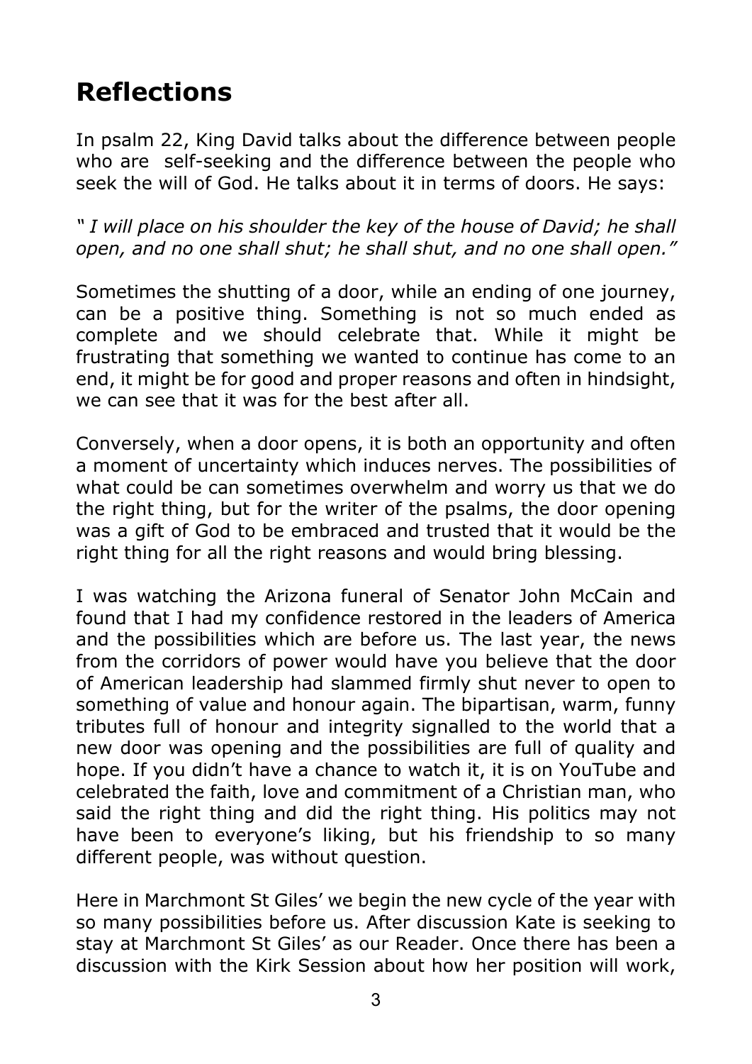# Reflections

In psalm 22, King David talks about the difference between people who are  self-seeking and the difference between the people who seek the will of God. He talks about it in terms of doors. He says:

*" I will place on his shoulder the key of the house of David; he shall open, and no one shall shut; he shall shut, and no one shall open."*

Sometimes the shutting of a door, while an ending of one journey, can be a positive thing. Something is not so much ended as complete and we should celebrate that. While it might be frustrating that something we wanted to continue has come to an end, it might be for good and proper reasons and often in hindsight, we can see that it was for the best after all.

Conversely, when a door opens, it is both an opportunity and often a moment of uncertainty which induces nerves. The possibilities of what could be can sometimes overwhelm and worry us that we do the right thing, but for the writer of the psalms, the door opening was a gift of God to be embraced and trusted that it would be the right thing for all the right reasons and would bring blessing.

I was watching the Arizona funeral of Senator John McCain and found that I had my confidence restored in the leaders of America and the possibilities which are before us. The last year, the news from the corridors of power would have you believe that the door of American leadership had slammed firmly shut never to open to something of value and honour again. The bipartisan, warm, funny tributes full of honour and integrity signalled to the world that a new door was opening and the possibilities are full of quality and hope. If you didn't have a chance to watch it, it is on YouTube and celebrated the faith, love and commitment of a Christian man, who said the right thing and did the right thing. His politics may not have been to everyone's liking, but his friendship to so many different people, was without question.

Here in Marchmont St Giles' we begin the new cycle of the year with so many possibilities before us. After discussion Kate is seeking to stay at Marchmont St Giles' as our Reader. Once there has been a discussion with the Kirk Session about how her position will work,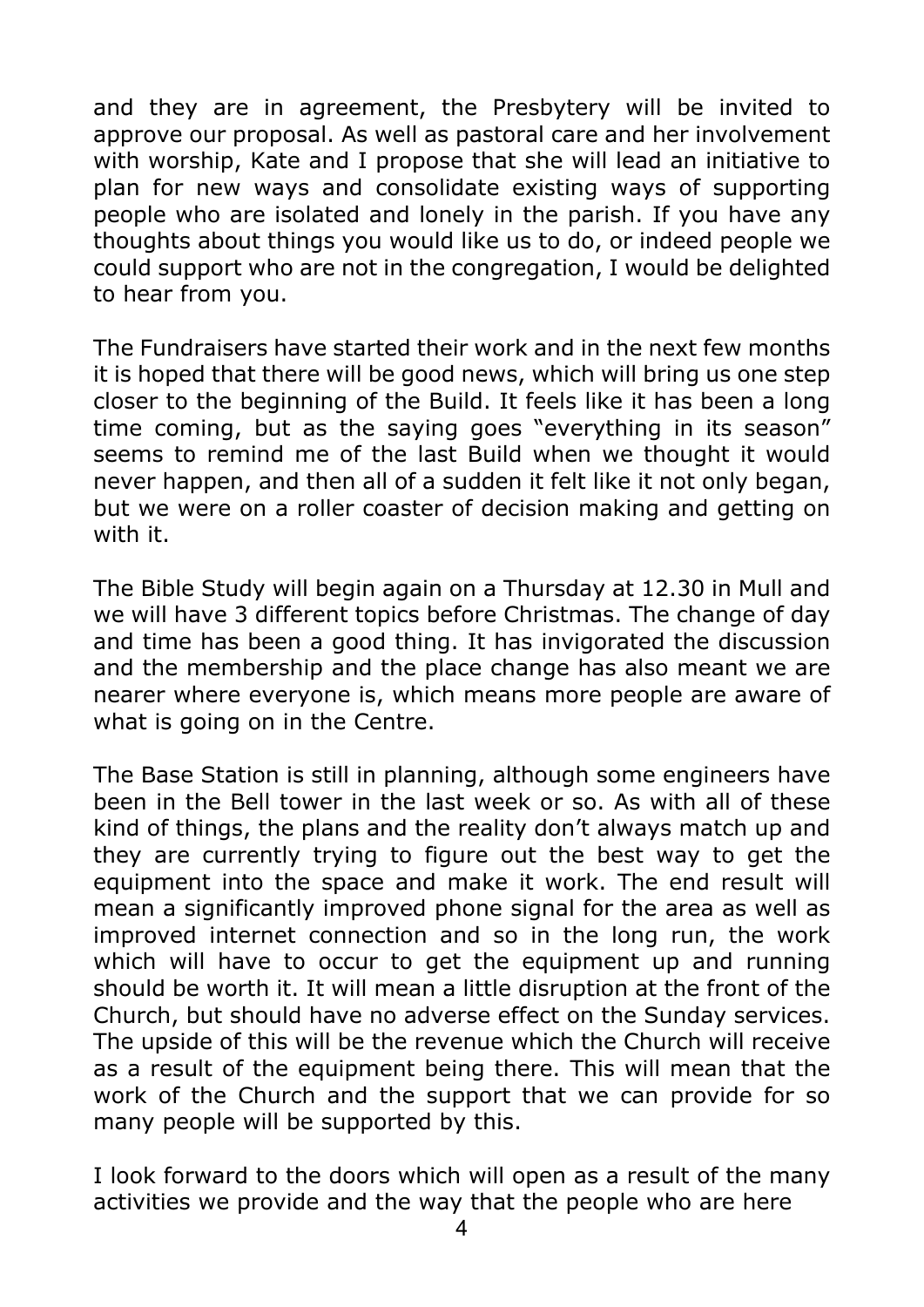and they are in agreement, the Presbytery will be invited to approve our proposal. As well as pastoral care and her involvement with worship, Kate and I propose that she will lead an initiative to plan for new ways and consolidate existing ways of supporting people who are isolated and lonely in the parish. If you have any thoughts about things you would like us to do, or indeed people we could support who are not in the congregation, I would be delighted to hear from you.

The Fundraisers have started their work and in the next few months it is hoped that there will be good news, which will bring us one step closer to the beginning of the Build. It feels like it has been a long time coming, but as the saying goes "everything in its season" seems to remind me of the last Build when we thought it would never happen, and then all of a sudden it felt like it not only began, but we were on a roller coaster of decision making and getting on with it.

The Bible Study will begin again on a Thursday at 12.30 in Mull and we will have 3 different topics before Christmas. The change of day and time has been a good thing. It has invigorated the discussion and the membership and the place change has also meant we are nearer where everyone is, which means more people are aware of what is going on in the Centre.

The Base Station is still in planning, although some engineers have been in the Bell tower in the last week or so. As with all of these kind of things, the plans and the reality don't always match up and they are currently trying to figure out the best way to get the equipment into the space and make it work. The end result will mean a significantly improved phone signal for the area as well as improved internet connection and so in the long run, the work which will have to occur to get the equipment up and running should be worth it. It will mean a little disruption at the front of the Church, but should have no adverse effect on the Sunday services. The upside of this will be the revenue which the Church will receive as a result of the equipment being there. This will mean that the work of the Church and the support that we can provide for so many people will be supported by this.

I look forward to the doors which will open as a result of the many activities we provide and the way that the people who are here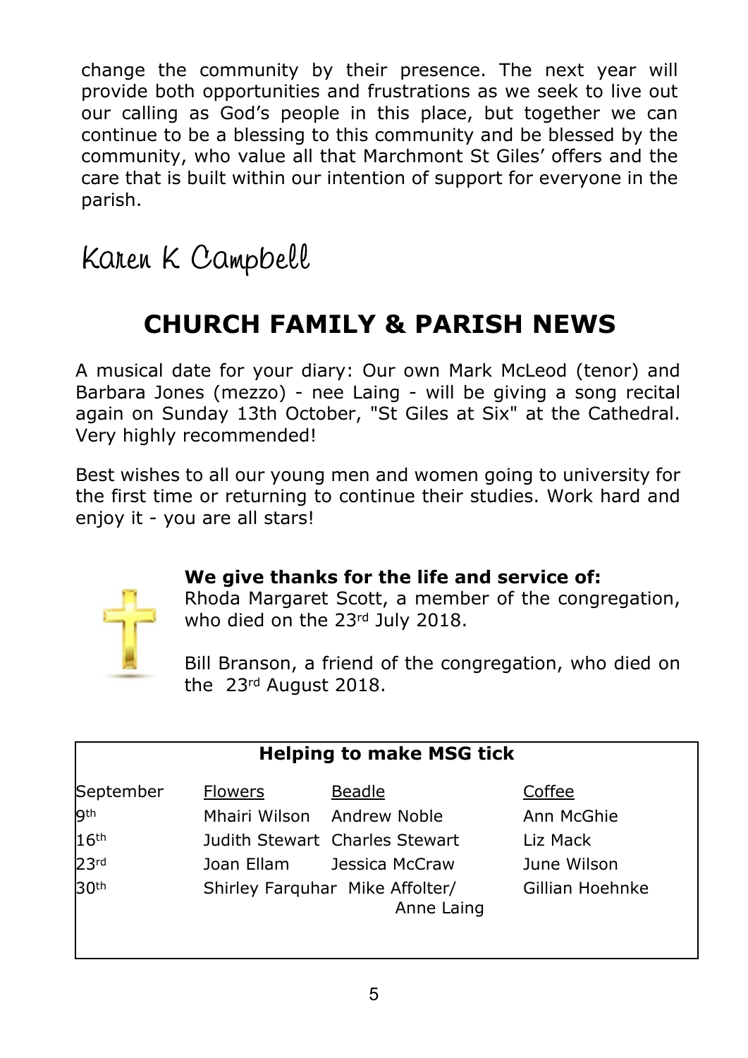change the community by their presence. The next year will provide both opportunities and frustrations as we seek to live out our calling as God's people in this place, but together we can continue to be a blessing to this community and be blessed by the community, who value all that Marchmont St Giles' offers and the care that is built within our intention of support for everyone in the parish.

Karen K Campbell

## CHURCH FAMILY & PARISH NEWS

A musical date for your diary: Our own Mark McLeod (tenor) and Barbara Jones (mezzo) - nee Laing - will be giving a song recital again on Sunday 13th October, "St Giles at Six" at the Cathedral. Very highly recommended!

Best wishes to all our young men and women going to university for the first time or returning to continue their studies. Work hard and enjoy it - you are all stars!

**We give thanks for the life and service of:**

Rhoda Margaret Scott, a member of the congregation, who died on the 23rd July 2018.

Bill Branson, a friend of the congregation, who died on the 23rd August 2018.

**Helping to make MSG tick**

| September | Flowers | Beadle | Coffee |
|---|---|---|---|
| 9th | Mhairi Wilson | Andrew Noble | Ann McGhie |
| 16th | Judith Stewart | Charles Stewart | Liz Mack |
| 23rd | Joan Ellam | Jessica McCraw | June Wilson |
| 30th | Shirley Farquhar | Mike Affolter/ Anne Laing | Gillian Hoehnke |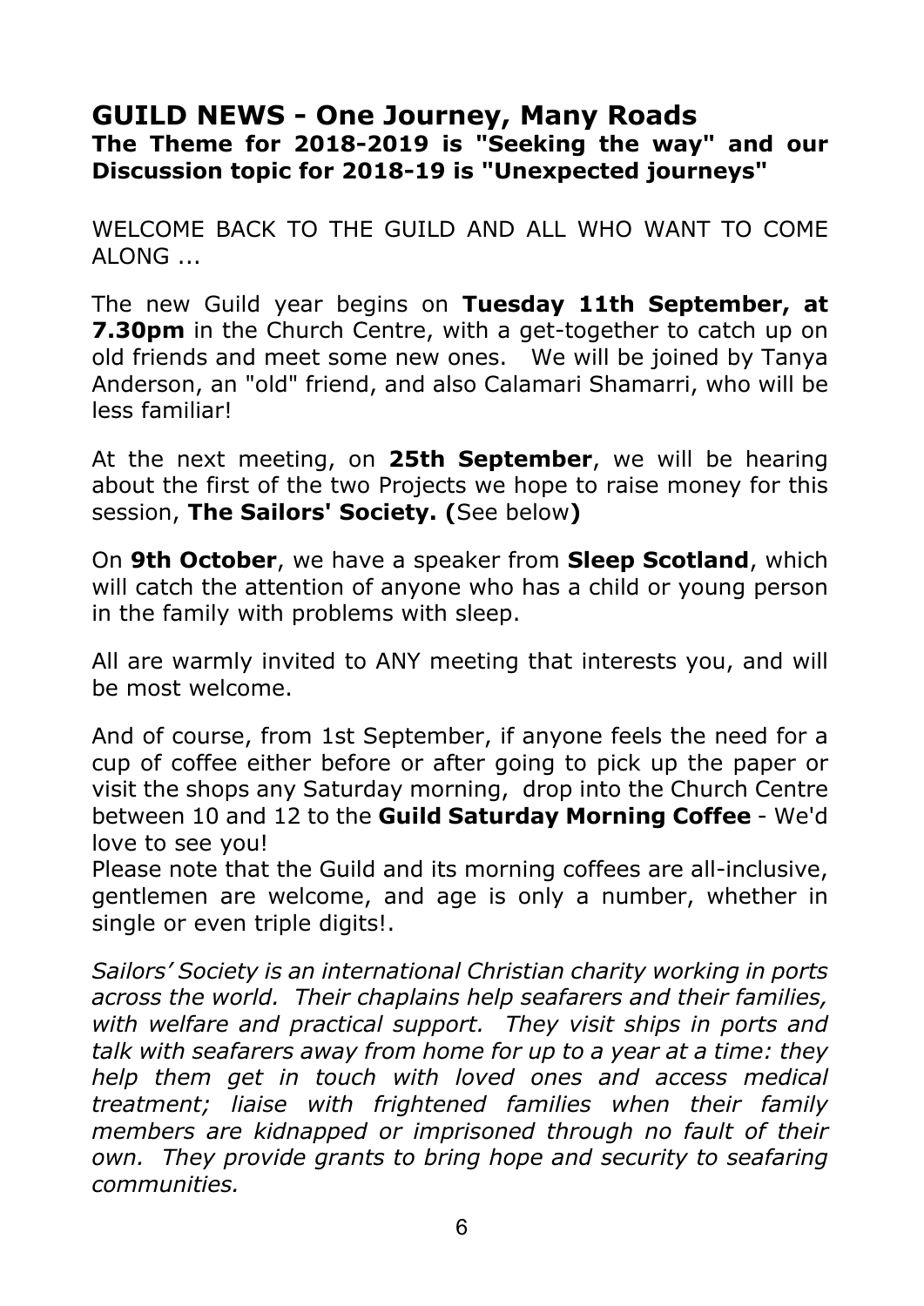## GUILD NEWS - One Journey, Many Roads

**The Theme for 2018-2019 is "Seeking the way" and our Discussion topic for 2018-19 is "Unexpected journeys"**

WELCOME BACK TO THE GUILD AND ALL WHO WANT TO COME ALONG ...

The new Guild year begins on **Tuesday 11th September, at 7.30pm** in the Church Centre, with a get-together to catch up on old friends and meet some new ones. We will be joined by Tanya Anderson, an "old" friend, and also Calamari Shamarri, who will be less familiar!

At the next meeting, on **25th September**, we will be hearing about the first of the two Projects we hope to raise money for this session, **The Sailors' Society. (**See below**)**

On **9th October**, we have a speaker from **Sleep Scotland**, which will catch the attention of anyone who has a child or young person in the family with problems with sleep.

All are warmly invited to ANY meeting that interests you, and will be most welcome.

And of course, from 1st September, if anyone feels the need for a cup of coffee either before or after going to pick up the paper or visit the shops any Saturday morning, drop into the Church Centre between 10 and 12 to the **Guild Saturday Morning Coffee** - We'd love to see you!

Please note that the Guild and its morning coffees are all-inclusive, gentlemen are welcome, and age is only a number, whether in single or even triple digits!.

*Sailors' Society is an international Christian charity working in ports across the world. Their chaplains help seafarers and their families, with welfare and practical support. They visit ships in ports and talk with seafarers away from home for up to a year at a time: they help them get in touch with loved ones and access medical treatment; liaise with frightened families when their family members are kidnapped or imprisoned through no fault of their own. They provide grants to bring hope and security to seafaring communities.*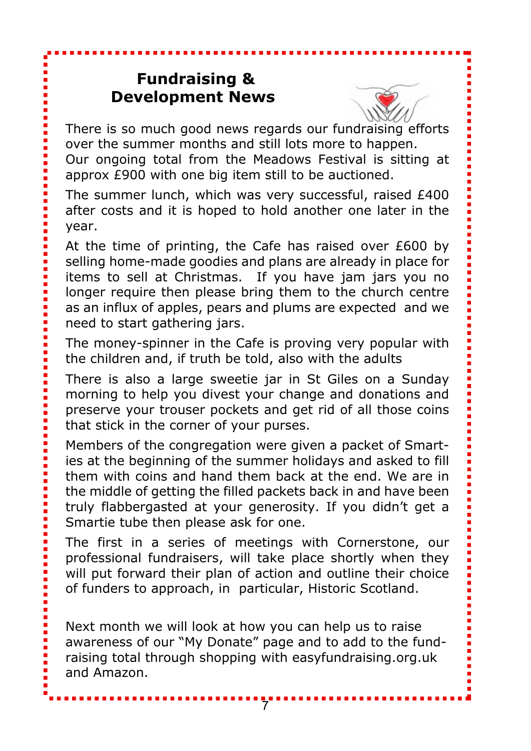## Fundraising & Development News

There is so much good news regards our fundraising efforts over the summer months and still lots more to happen. Our ongoing total from the Meadows Festival is sitting at approx £900 with one big item still to be auctioned.

The summer lunch, which was very successful, raised £400 after costs and it is hoped to hold another one later in the year.

At the time of printing, the Cafe has raised over £600 by selling home-made goodies and plans are already in place for items to sell at Christmas. If you have jam jars you no longer require then please bring them to the church centre as an influx of apples, pears and plums are expected and we need to start gathering jars.

The money-spinner in the Cafe is proving very popular with the children and, if truth be told, also with the adults

There is also a large sweetie jar in St Giles on a Sunday morning to help you divest your change and donations and preserve your trouser pockets and get rid of all those coins that stick in the corner of your purses.

Members of the congregation were given a packet of Smarties at the beginning of the summer holidays and asked to fill them with coins and hand them back at the end. We are in the middle of getting the filled packets back in and have been truly flabbergasted at your generosity. If you didn't get a Smartie tube then please ask for one.

The first in a series of meetings with Cornerstone, our professional fundraisers, will take place shortly when they will put forward their plan of action and outline their choice of funders to approach, in particular, Historic Scotland.

Next month we will look at how you can help us to raise awareness of our "My Donate" page and to add to the fundraising total through shopping with easyfundraising.org.uk and Amazon.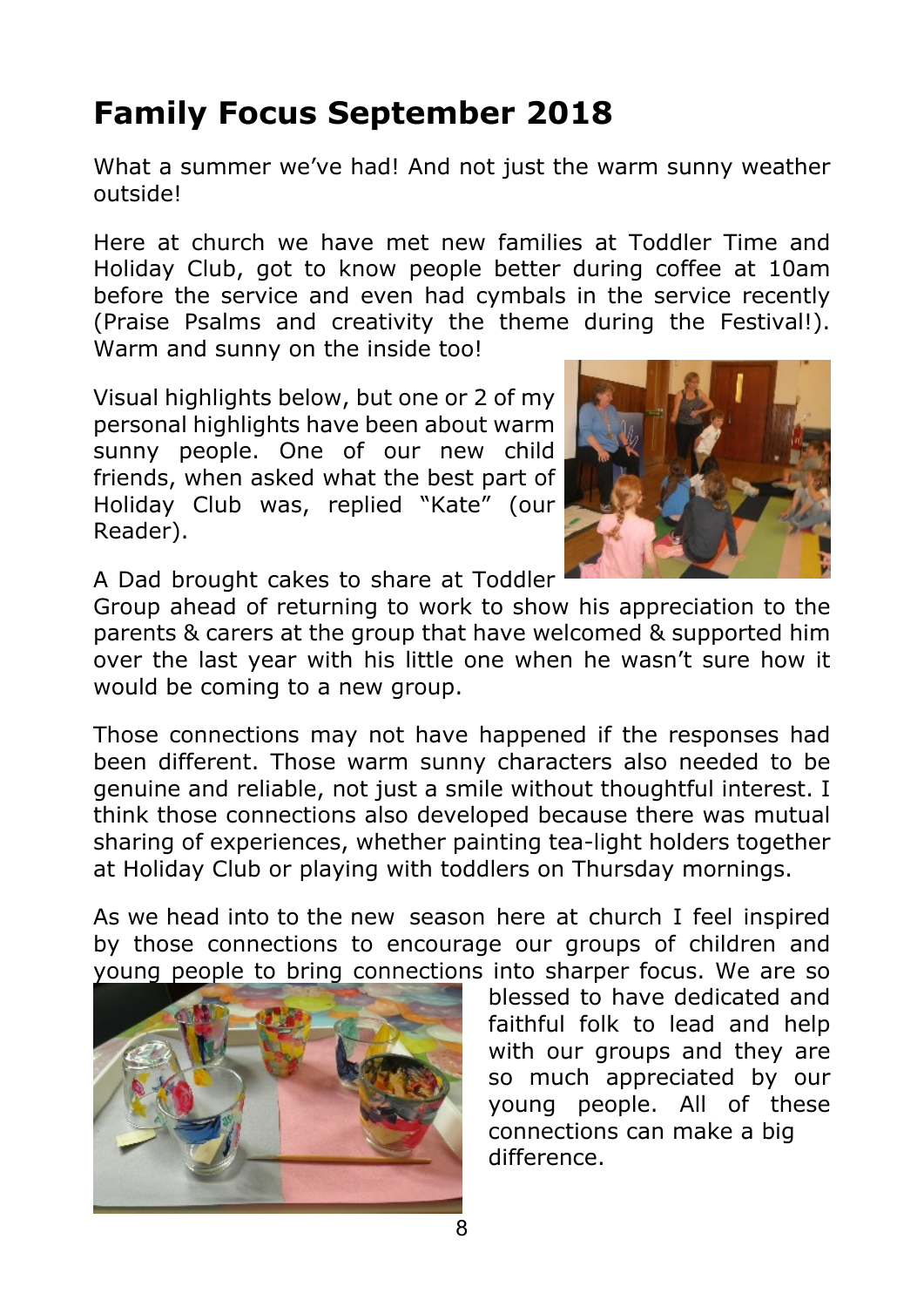# Family Focus September 2018

What a summer we've had! And not just the warm sunny weather outside!

Here at church we have met new families at Toddler Time and Holiday Club, got to know people better during coffee at 10am before the service and even had cymbals in the service recently (Praise Psalms and creativity the theme during the Festival!). Warm and sunny on the inside too!

Visual highlights below, but one or 2 of my personal highlights have been about warm sunny people. One of our new child friends, when asked what the best part of Holiday Club was, replied "Kate" (our Reader).

A Dad brought cakes to share at Toddler Group ahead of returning to work to show his appreciation to the parents & carers at the group that have welcomed & supported him over the last year with his little one when he wasn't sure how it would be coming to a new group.

Those connections may not have happened if the responses had been different. Those warm sunny characters also needed to be genuine and reliable, not just a smile without thoughtful interest. I think those connections also developed because there was mutual sharing of experiences, whether painting tea-light holders together at Holiday Club or playing with toddlers on Thursday mornings.

As we head into to the new season here at church I feel inspired by those connections to encourage our groups of children and young people to bring connections into sharper focus. We are so blessed to have dedicated and faithful folk to lead and help with our groups and they are so much appreciated by our young people. All of these connections can make a big difference.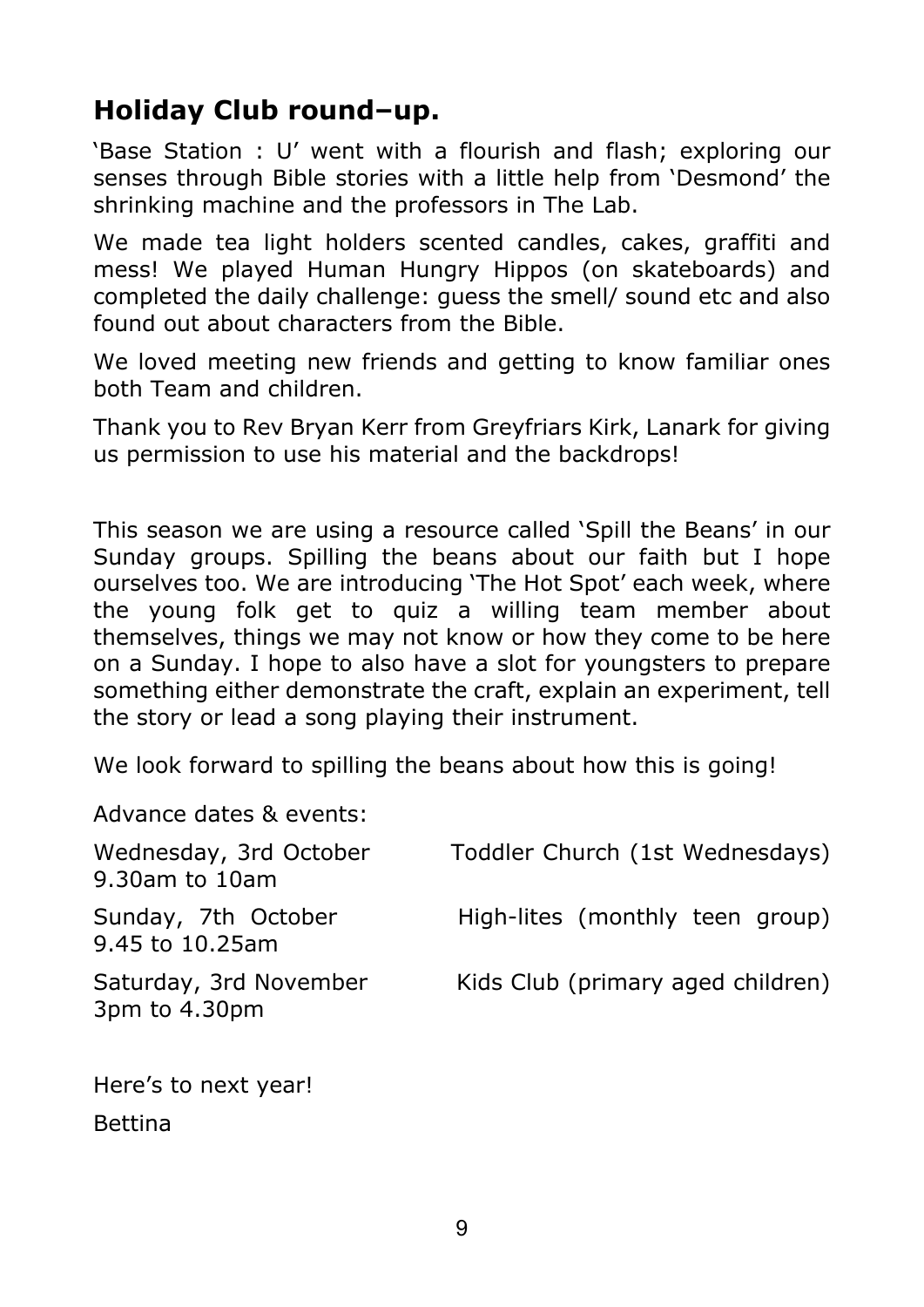## Holiday Club round–up.

'Base Station : U' went with a flourish and flash; exploring our senses through Bible stories with a little help from 'Desmond' the shrinking machine and the professors in The Lab.

We made tea light holders scented candles, cakes, graffiti and mess! We played Human Hungry Hippos (on skateboards) and completed the daily challenge: guess the smell/ sound etc and also found out about characters from the Bible.

We loved meeting new friends and getting to know familiar ones both Team and children.

Thank you to Rev Bryan Kerr from Greyfriars Kirk, Lanark for giving us permission to use his material and the backdrops!

This season we are using a resource called 'Spill the Beans' in our Sunday groups. Spilling the beans about our faith but I hope ourselves too. We are introducing 'The Hot Spot' each week, where the young folk get to quiz a willing team member about themselves, things we may not know or how they come to be here on a Sunday. I hope to also have a slot for youngsters to prepare something either demonstrate the craft, explain an experiment, tell the story or lead a song playing their instrument.

We look forward to spilling the beans about how this is going!

Advance dates & events:

| | |
|---|---|
| Wednesday, 3rd October<br>9.30am to 10am | Toddler Church (1st Wednesdays) |
| Sunday, 7th October<br>9.45 to 10.25am | High-lites (monthly teen group) |
| Saturday, 3rd November<br>3pm to 4.30pm | Kids Club (primary aged children) |

Here's to next year!

Bettina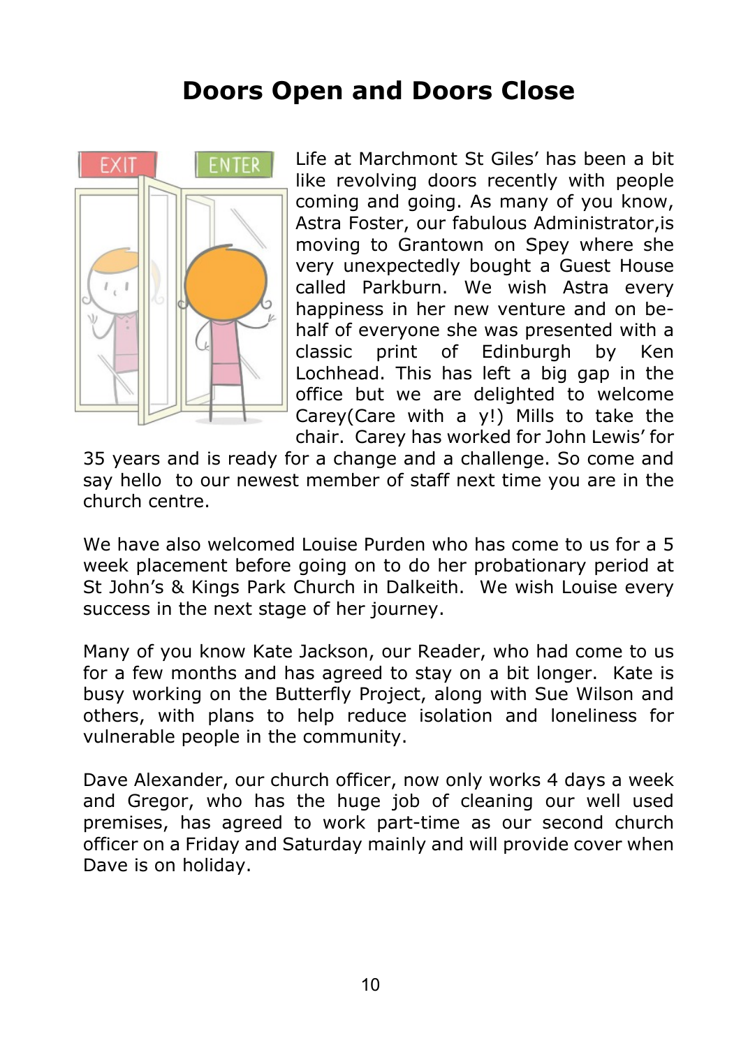# Doors Open and Doors Close

Life at Marchmont St Giles' has been a bit like revolving doors recently with people coming and going. As many of you know, Astra Foster, our fabulous Administrator,is moving to Grantown on Spey where she very unexpectedly bought a Guest House called Parkburn. We wish Astra every happiness in her new venture and on behalf of everyone she was presented with a classic print of Edinburgh by Ken Lochhead. This has left a big gap in the office but we are delighted to welcome Carey(Care with a y!) Mills to take the chair. Carey has worked for John Lewis' for 35 years and is ready for a change and a challenge. So come and say hello to our newest member of staff next time you are in the church centre.

We have also welcomed Louise Purden who has come to us for a 5 week placement before going on to do her probationary period at St John's & Kings Park Church in Dalkeith. We wish Louise every success in the next stage of her journey.

Many of you know Kate Jackson, our Reader, who had come to us for a few months and has agreed to stay on a bit longer. Kate is busy working on the Butterfly Project, along with Sue Wilson and others, with plans to help reduce isolation and loneliness for vulnerable people in the community.

Dave Alexander, our church officer, now only works 4 days a week and Gregor, who has the huge job of cleaning our well used premises, has agreed to work part-time as our second church officer on a Friday and Saturday mainly and will provide cover when Dave is on holiday.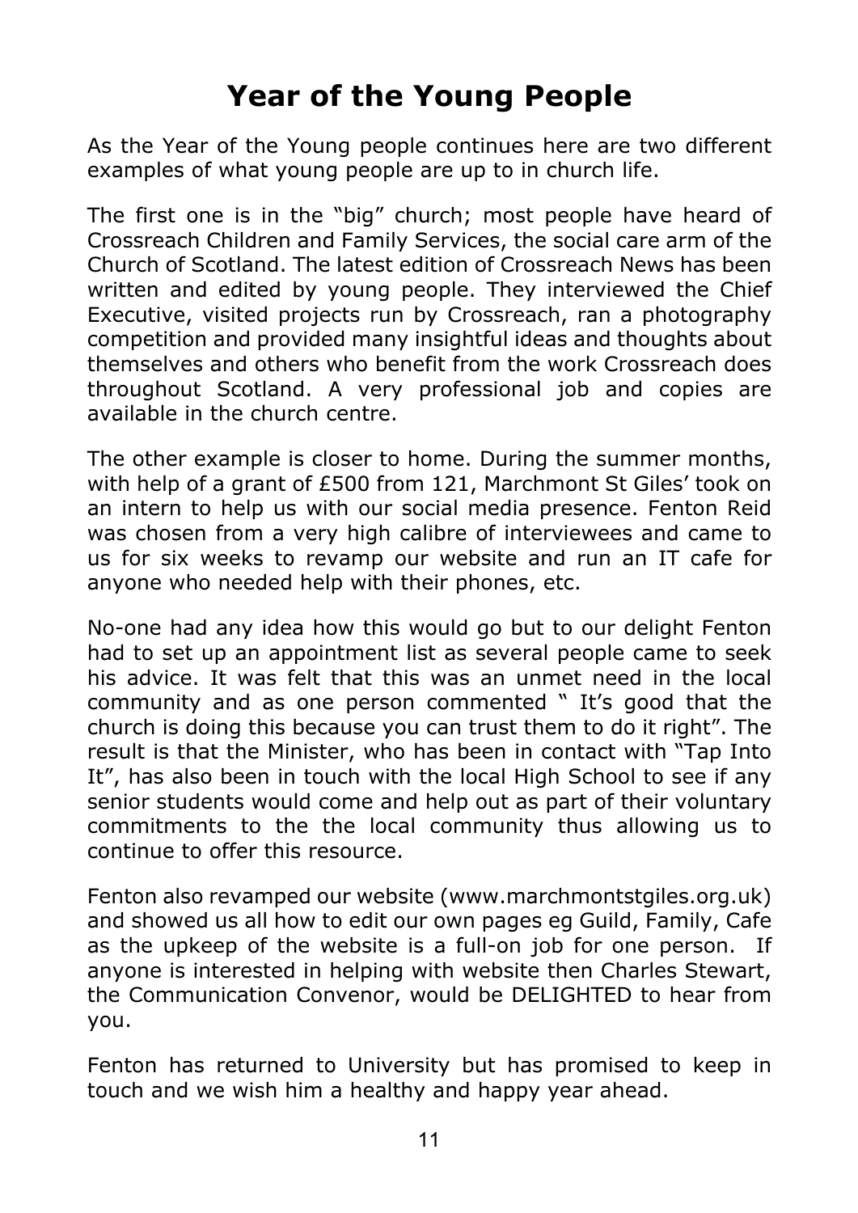# Year of the Young People

As the Year of the Young people continues here are two different examples of what young people are up to in church life.

The first one is in the "big" church; most people have heard of Crossreach Children and Family Services, the social care arm of the Church of Scotland. The latest edition of Crossreach News has been written and edited by young people. They interviewed the Chief Executive, visited projects run by Crossreach, ran a photography competition and provided many insightful ideas and thoughts about themselves and others who benefit from the work Crossreach does throughout Scotland. A very professional job and copies are available in the church centre.

The other example is closer to home. During the summer months, with help of a grant of £500 from 121, Marchmont St Giles' took on an intern to help us with our social media presence. Fenton Reid was chosen from a very high calibre of interviewees and came to us for six weeks to revamp our website and run an IT cafe for anyone who needed help with their phones, etc.

No-one had any idea how this would go but to our delight Fenton had to set up an appointment list as several people came to seek his advice. It was felt that this was an unmet need in the local community and as one person commented " It's good that the church is doing this because you can trust them to do it right". The result is that the Minister, who has been in contact with "Tap Into It", has also been in touch with the local High School to see if any senior students would come and help out as part of their voluntary commitments to the the local community thus allowing us to continue to offer this resource.

Fenton also revamped our website (www.marchmontstgiles.org.uk) and showed us all how to edit our own pages eg Guild, Family, Cafe as the upkeep of the website is a full-on job for one person. If anyone is interested in helping with website then Charles Stewart, the Communication Convenor, would be DELIGHTED to hear from you.

Fenton has returned to University but has promised to keep in touch and we wish him a healthy and happy year ahead.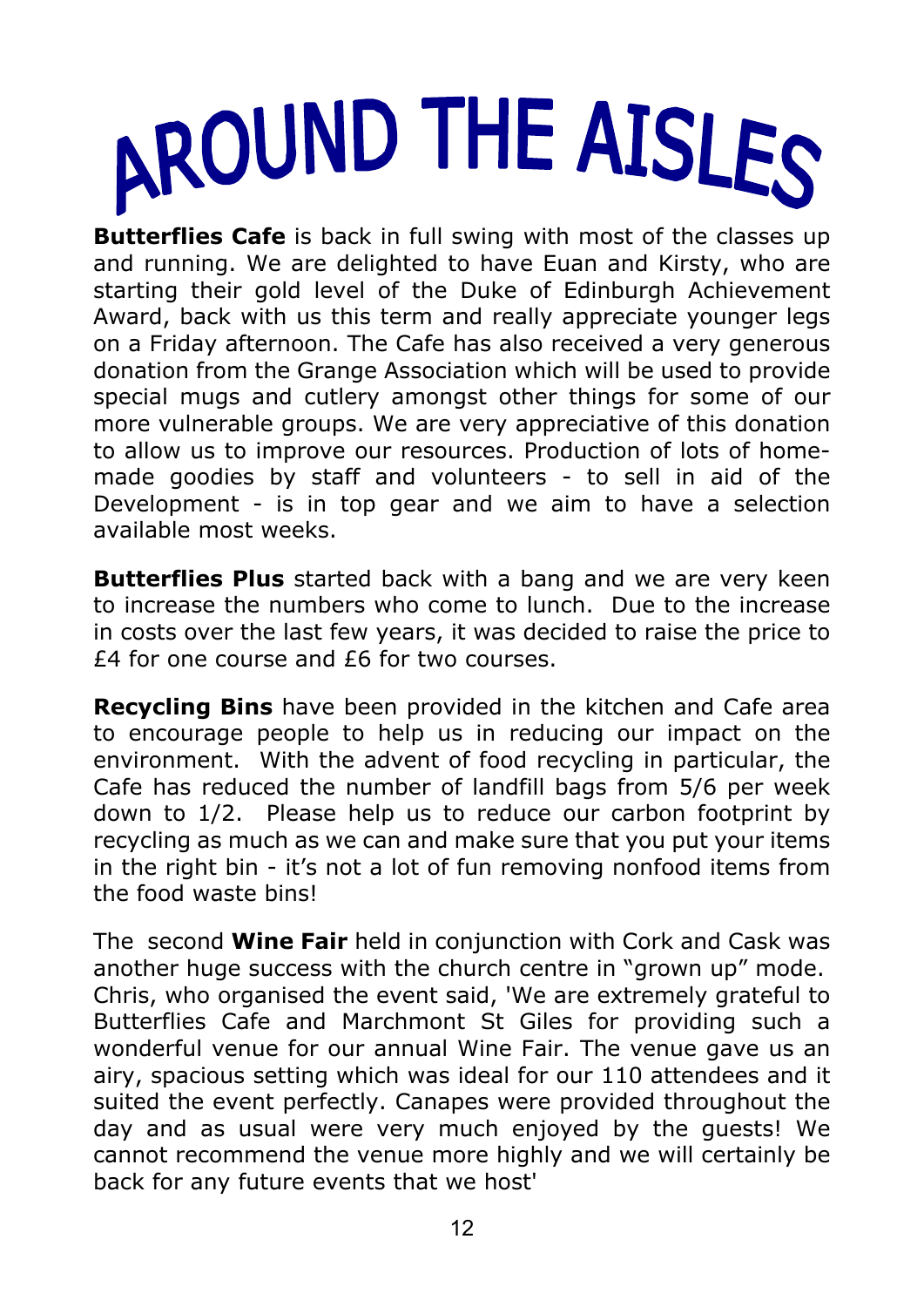# AROUND THE AISLES

**Butterflies Cafe** is back in full swing with most of the classes up and running. We are delighted to have Euan and Kirsty, who are starting their gold level of the Duke of Edinburgh Achievement Award, back with us this term and really appreciate younger legs on a Friday afternoon. The Cafe has also received a very generous donation from the Grange Association which will be used to provide special mugs and cutlery amongst other things for some of our more vulnerable groups. We are very appreciative of this donation to allow us to improve our resources. Production of lots of home-made goodies by staff and volunteers - to sell in aid of the Development - is in top gear and we aim to have a selection available most weeks.

**Butterflies Plus** started back with a bang and we are very keen to increase the numbers who come to lunch. Due to the increase in costs over the last few years, it was decided to raise the price to £4 for one course and £6 for two courses.

**Recycling Bins** have been provided in the kitchen and Cafe area to encourage people to help us in reducing our impact on the environment. With the advent of food recycling in particular, the Cafe has reduced the number of landfill bags from 5/6 per week down to 1/2. Please help us to reduce our carbon footprint by recycling as much as we can and make sure that you put your items in the right bin - it's not a lot of fun removing nonfood items from the food waste bins!

The second **Wine Fair** held in conjunction with Cork and Cask was another huge success with the church centre in "grown up" mode. Chris, who organised the event said, 'We are extremely grateful to Butterflies Cafe and Marchmont St Giles for providing such a wonderful venue for our annual Wine Fair. The venue gave us an airy, spacious setting which was ideal for our 110 attendees and it suited the event perfectly. Canapes were provided throughout the day and as usual were very much enjoyed by the guests! We cannot recommend the venue more highly and we will certainly be back for any future events that we host'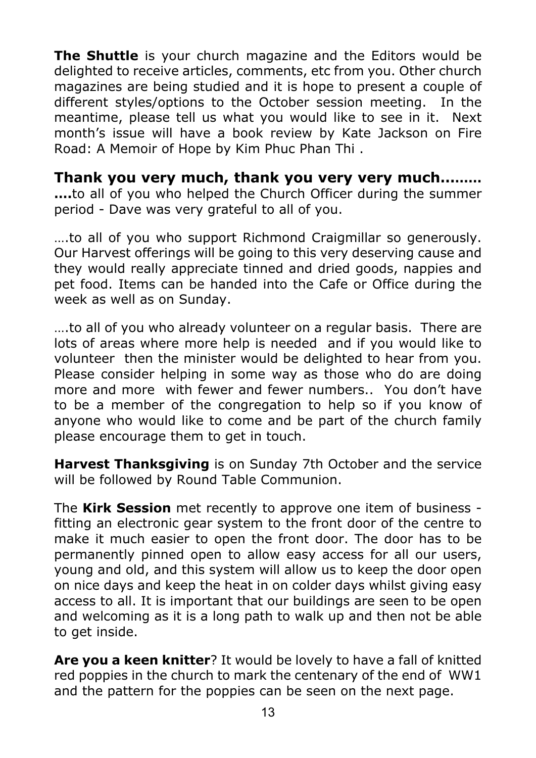**The Shuttle** is your church magazine and the Editors would be delighted to receive articles, comments, etc from you. Other church magazines are being studied and it is hope to present a couple of different styles/options to the October session meeting. In the meantime, please tell us what you would like to see in it. Next month's issue will have a book review by Kate Jackson on Fire Road: A Memoir of Hope by Kim Phuc Phan Thi .

## Thank you very much, thank you very very much………

**….**to all of you who helped the Church Officer during the summer period - Dave was very grateful to all of you.

….to all of you who support Richmond Craigmillar so generously. Our Harvest offerings will be going to this very deserving cause and they would really appreciate tinned and dried goods, nappies and pet food. Items can be handed into the Cafe or Office during the week as well as on Sunday.

….to all of you who already volunteer on a regular basis. There are lots of areas where more help is needed and if you would like to volunteer then the minister would be delighted to hear from you. Please consider helping in some way as those who do are doing more and more with fewer and fewer numbers.. You don't have to be a member of the congregation to help so if you know of anyone who would like to come and be part of the church family please encourage them to get in touch.

**Harvest Thanksgiving** is on Sunday 7th October and the service will be followed by Round Table Communion.

The **Kirk Session** met recently to approve one item of business - fitting an electronic gear system to the front door of the centre to make it much easier to open the front door. The door has to be permanently pinned open to allow easy access for all our users, young and old, and this system will allow us to keep the door open on nice days and keep the heat in on colder days whilst giving easy access to all. It is important that our buildings are seen to be open and welcoming as it is a long path to walk up and then not be able to get inside.

**Are you a keen knitter**? It would be lovely to have a fall of knitted red poppies in the church to mark the centenary of the end of WW1 and the pattern for the poppies can be seen on the next page.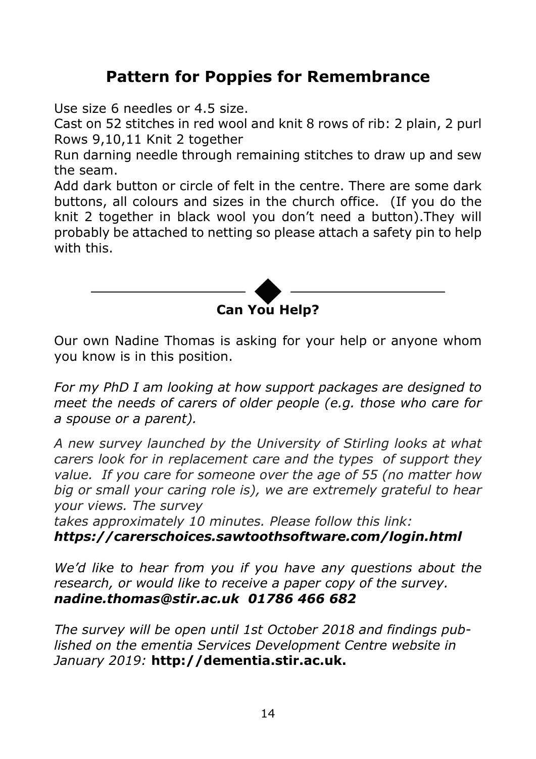## Pattern for Poppies for Remembrance

Use size 6 needles or 4.5 size.

Cast on 52 stitches in red wool and knit 8 rows of rib: 2 plain, 2 purl

Rows 9,10,11 Knit 2 together

Run darning needle through remaining stitches to draw up and sew the seam.

Add dark button or circle of felt in the centre. There are some dark buttons, all colours and sizes in the church office. (If you do the knit 2 together in black wool you don't need a button).They will probably be attached to netting so please attach a safety pin to help with this.

---

## Can You Help?

Our own Nadine Thomas is asking for your help or anyone whom you know is in this position.

*For my PhD I am looking at how support packages are designed to meet the needs of carers of older people (e.g. those who care for a spouse or a parent).*

*A new survey launched by the University of Stirling looks at what carers look for in replacement care and the types of support they value. If you care for someone over the age of 55 (no matter how big or small your caring role is), we are extremely grateful to hear your views. The survey takes approximately 10 minutes. Please follow this link:*
***https://carerschoices.sawtoothsoftware.com/login.html***

*We'd like to hear from you if you have any questions about the research, or would like to receive a paper copy of the survey.*
***nadine.thomas@stir.ac.uk 01786 466 682***

*The survey will be open until 1st October 2018 and findings published on the ementia Services Development Centre website in January 2019:* **http://dementia.stir.ac.uk.**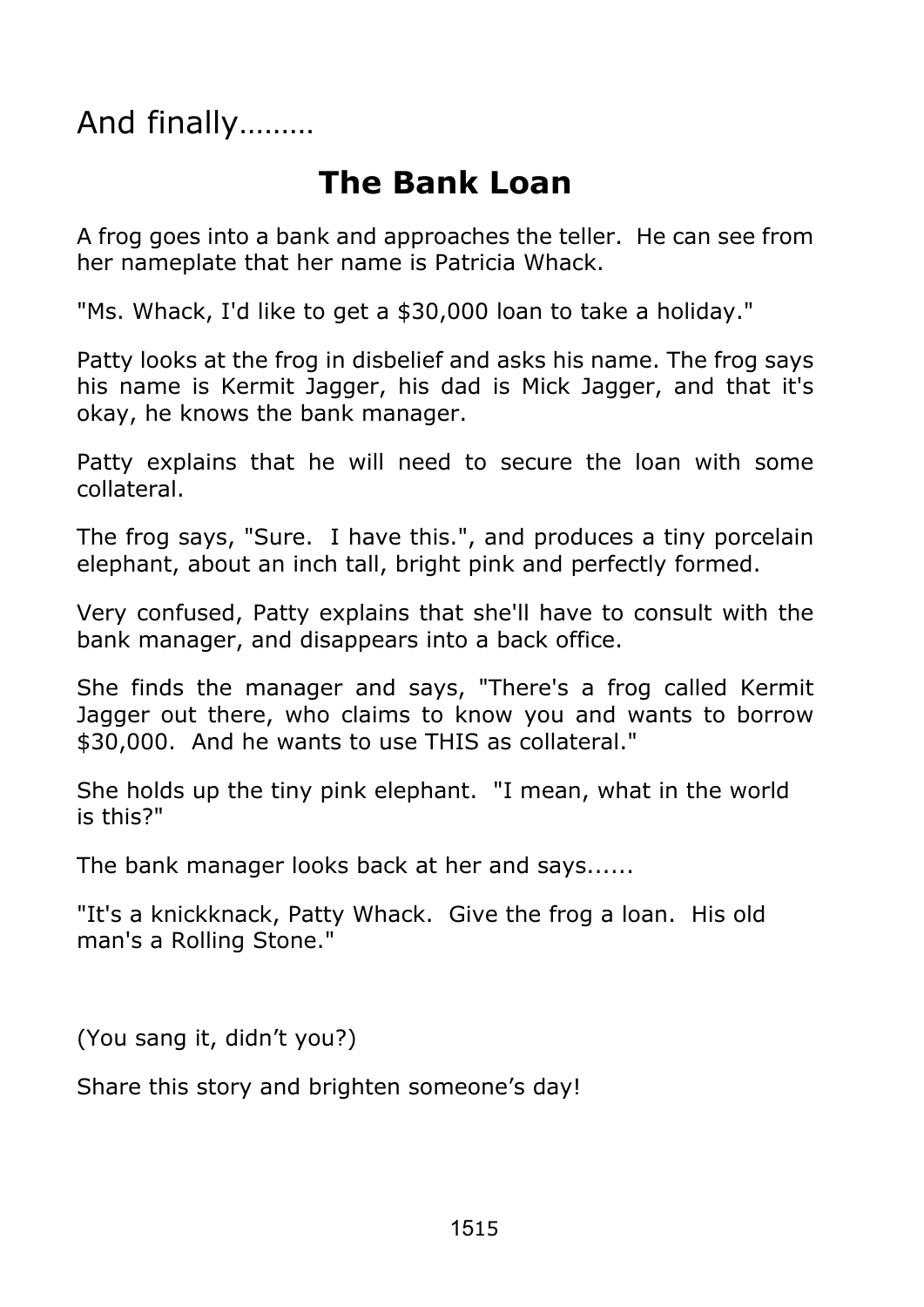And finally………

# The Bank Loan

A frog goes into a bank and approaches the teller. He can see from her nameplate that her name is Patricia Whack.

"Ms. Whack, I'd like to get a $30,000 loan to take a holiday."

Patty looks at the frog in disbelief and asks his name. The frog says his name is Kermit Jagger, his dad is Mick Jagger, and that it's okay, he knows the bank manager.

Patty explains that he will need to secure the loan with some collateral.

The frog says, "Sure. I have this.", and produces a tiny porcelain elephant, about an inch tall, bright pink and perfectly formed.

Very confused, Patty explains that she'll have to consult with the bank manager, and disappears into a back office.

She finds the manager and says, "There's a frog called Kermit Jagger out there, who claims to know you and wants to borrow $30,000. And he wants to use THIS as collateral."

She holds up the tiny pink elephant. "I mean, what in the world is this?"

The bank manager looks back at her and says......

"It's a knickknack, Patty Whack. Give the frog a loan. His old man's a Rolling Stone."

(You sang it, didn't you?)

Share this story and brighten someone's day!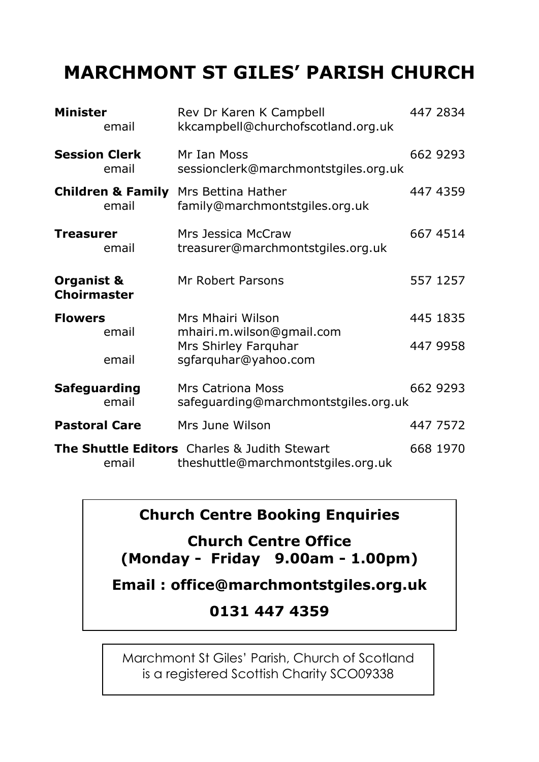# MARCHMONT ST GILES' PARISH CHURCH

| | | |
|---|---|---|
| **Minister** | Rev Dr Karen K Campbell | 447 2834 |
| email | kkcampbell@churchofscotland.org.uk | |
| **Session Clerk** | Mr Ian Moss | 662 9293 |
| email | sessionclerk@marchmontstgiles.org.uk | |
| **Children & Family** | Mrs Bettina Hather | 447 4359 |
| email | family@marchmontstgiles.org.uk | |
| **Treasurer** | Mrs Jessica McCraw | 667 4514 |
| email | treasurer@marchmontstgiles.org.uk | |
| **Organist & Choirmaster** | Mr Robert Parsons | 557 1257 |
| **Flowers** | Mrs Mhairi Wilson | 445 1835 |
| email | mhairi.m.wilson@gmail.com | |
| | Mrs Shirley Farquhar | 447 9958 |
| email | sgfarquhar@yahoo.com | |
| **Safeguarding** | Mrs Catriona Moss | 662 9293 |
| email | safeguarding@marchmontstgiles.org.uk | |
| **Pastoral Care** | Mrs June Wilson | 447 7572 |
| **The Shuttle Editors** | Charles & Judith Stewart | 668 1970 |
| email | theshuttle@marchmontstgiles.org.uk | |

**Church Centre Booking Enquiries**

**Church Centre Office (Monday - Friday 9.00am - 1.00pm)**

**Email : office@marchmontstgiles.org.uk**

**0131 447 4359**

Marchmont St Giles' Parish, Church of Scotland is a registered Scottish Charity SCO09338